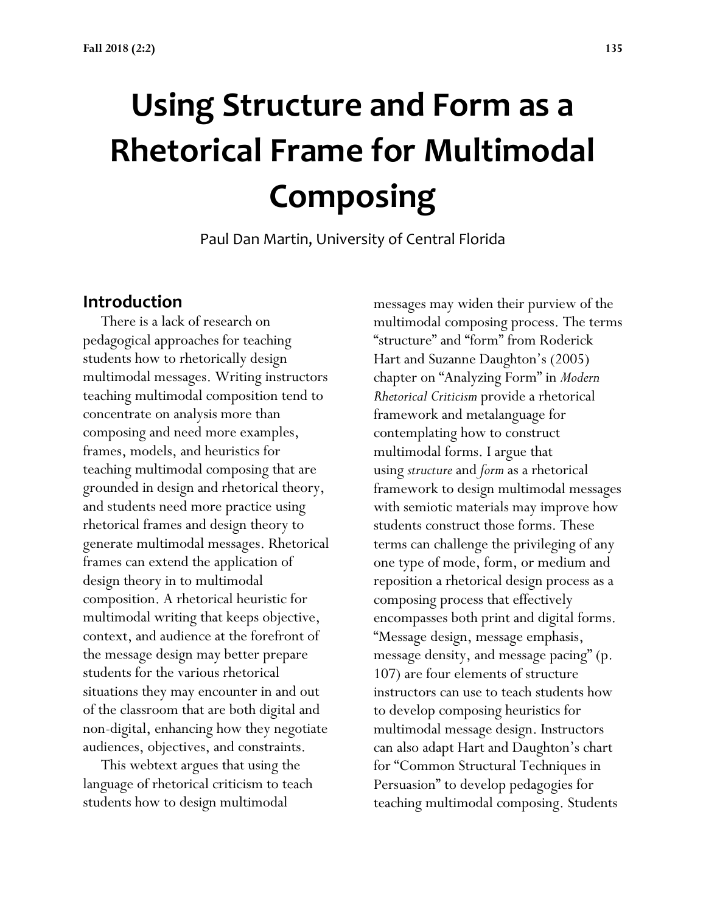# Using Structure and Form as a Rhetorical Frame for Multimodal Composing

Paul Dan Martin, University of Central Florida

## Introduction

There is a lack of research on pedagogical approaches for teaching students how to rhetorically design multimodal messages. Writing instructors teaching multimodal composition tend to concentrate on analysis more than composing and need more examples, frames, models, and heuristics for teaching multimodal composing that are grounded in design and rhetorical theory, and students need more practice using rhetorical frames and design theory to generate multimodal messages. Rhetorical frames can extend the application of design theory in to multimodal composition. A rhetorical heuristic for multimodal writing that keeps objective, context, and audience at the forefront of the message design may better prepare students for the various rhetorical situations they may encounter in and out of the classroom that are both digital and non-digital, enhancing how they negotiate audiences, objectives, and constraints.

This webtext argues that using the language of rhetorical criticism to teach students how to design multimodal messages may widen their purview of the multimodal composing process. The terms "structure" and "form" from Roderick Hart and Suzanne Daughton's (2005) chapter on "Analyzing Form" in *Modern Rhetorical Criticism* provide a rhetorical framework and metalanguage for contemplating how to construct multimodal forms. I argue that using *structure* and *form* as a rhetorical framework to design multimodal messages with semiotic materials may improve how students construct those forms. These terms can challenge the privileging of any one type of mode, form, or medium and reposition a rhetorical design process as a composing process that effectively encompasses both print and digital forms. "Message design, message emphasis, message density, and message pacing" (p. 107) are four elements of structure instructors can use to teach students how to develop composing heuristics for multimodal message design. Instructors can also adapt Hart and Daughton's chart for "Common Structural Techniques in Persuasion" to develop pedagogies for teaching multimodal composing. Students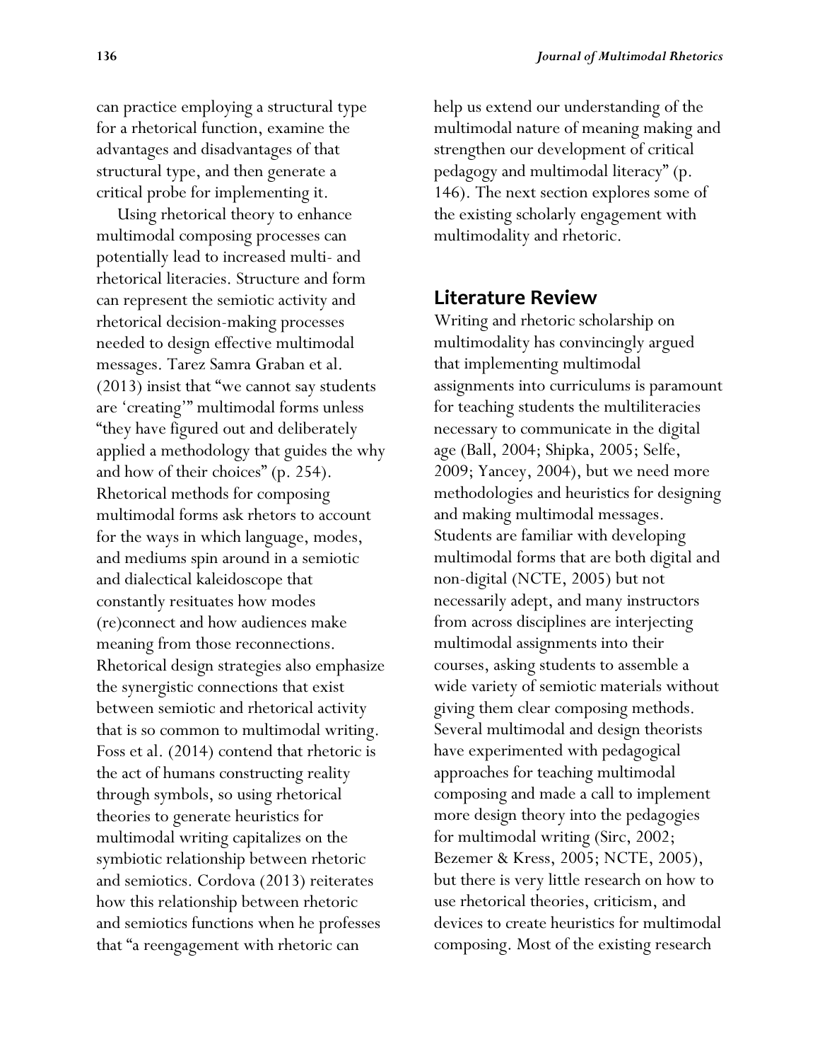can practice employing a structural type for a rhetorical function, examine the advantages and disadvantages of that structural type, and then generate a critical probe for implementing it.

Using rhetorical theory to enhance multimodal composing processes can potentially lead to increased multi- and rhetorical literacies. Structure and form can represent the semiotic activity and rhetorical decision-making processes needed to design effective multimodal messages. Tarez Samra Graban et al. (2013) insist that "we cannot say students are 'creating'" multimodal forms unless "they have figured out and deliberately applied a methodology that guides the why and how of their choices" (p. 254). Rhetorical methods for composing multimodal forms ask rhetors to account for the ways in which language, modes, and mediums spin around in a semiotic and dialectical kaleidoscope that constantly resituates how modes (re)connect and how audiences make meaning from those reconnections. Rhetorical design strategies also emphasize the synergistic connections that exist between semiotic and rhetorical activity that is so common to multimodal writing. Foss et al. (2014) contend that rhetoric is the act of humans constructing reality through symbols, so using rhetorical theories to generate heuristics for multimodal writing capitalizes on the symbiotic relationship between rhetoric and semiotics. Cordova (2013) reiterates how this relationship between rhetoric and semiotics functions when he professes that "a reengagement with rhetoric can help us extend our understanding of the multimodal nature of meaning making and strengthen our development of critical pedagogy and multimodal literacy" (p. 146). The next section explores some of the existing scholarly engagement with multimodality and rhetoric.

## Literature Review

Writing and rhetoric scholarship on multimodality has convincingly argued that implementing multimodal assignments into curriculums is paramount for teaching students the multiliteracies necessary to communicate in the digital age (Ball, 2004; Shipka, 2005; Selfe, 2009; Yancey, 2004), but we need more methodologies and heuristics for designing and making multimodal messages. Students are familiar with developing multimodal forms that are both digital and non-digital (NCTE, 2005) but not necessarily adept, and many instructors from across disciplines are interjecting multimodal assignments into their courses, asking students to assemble a wide variety of semiotic materials without giving them clear composing methods. Several multimodal and design theorists have experimented with pedagogical approaches for teaching multimodal composing and made a call to implement more design theory into the pedagogies for multimodal writing (Sirc, 2002; Bezemer & Kress, 2005; NCTE, 2005), but there is very little research on how to use rhetorical theories, criticism, and devices to create heuristics for multimodal composing. Most of the existing research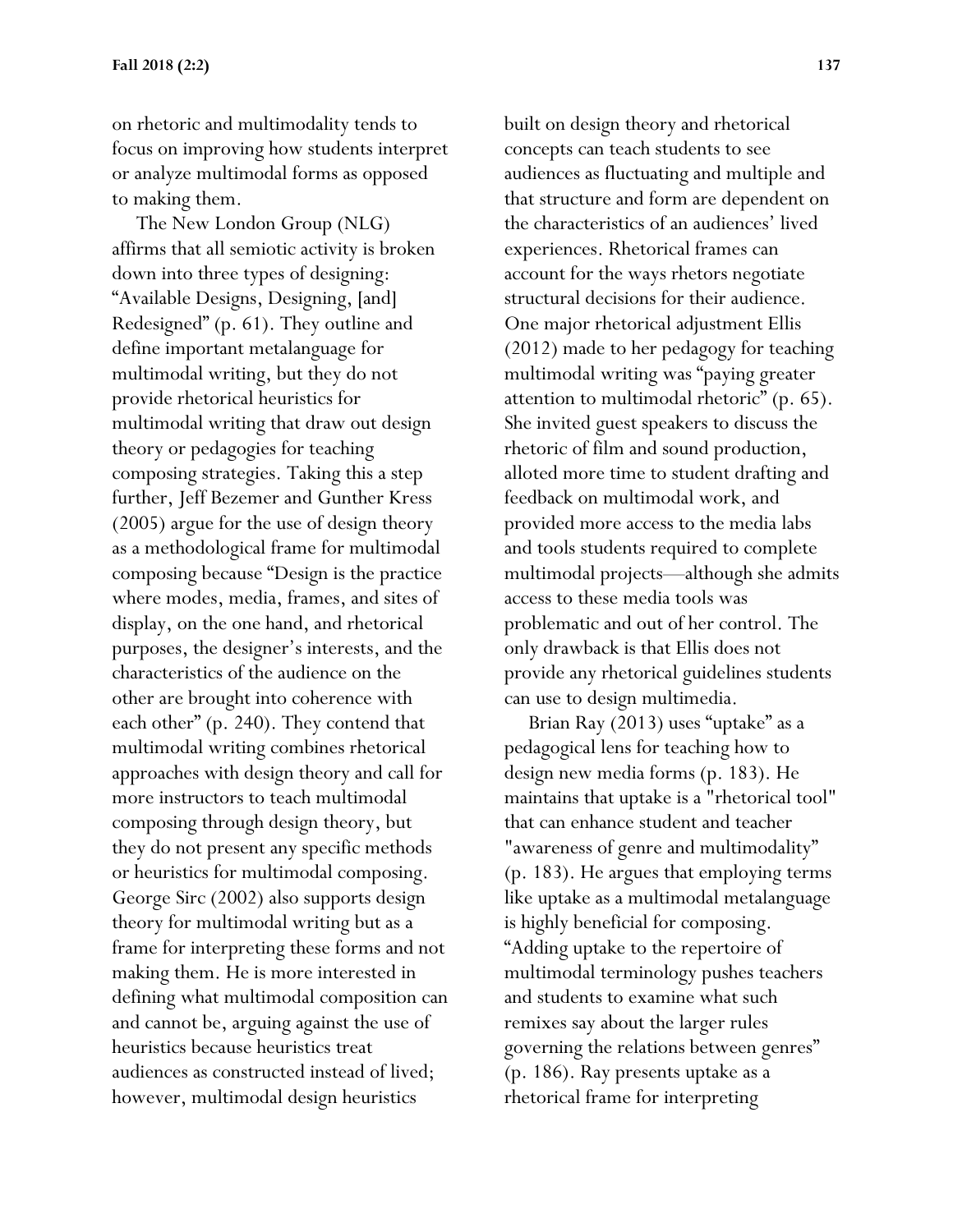on rhetoric and multimodality tends to focus on improving how students interpret or analyze multimodal forms as opposed to making them.

The New London Group (NLG) affirms that all semiotic activity is broken down into three types of designing: "Available Designs, Designing, [and] Redesigned" (p. 61). They outline and define important metalanguage for multimodal writing, but they do not provide rhetorical heuristics for multimodal writing that draw out design theory or pedagogies for teaching composing strategies. Taking this a step further, Jeff Bezemer and Gunther Kress (2005) argue for the use of design theory as a methodological frame for multimodal composing because "Design is the practice where modes, media, frames, and sites of display, on the one hand, and rhetorical purposes, the designer's interests, and the characteristics of the audience on the other are brought into coherence with each other" (p. 240). They contend that multimodal writing combines rhetorical approaches with design theory and call for more instructors to teach multimodal composing through design theory, but they do not present any specific methods or heuristics for multimodal composing. George Sirc (2002) also supports design theory for multimodal writing but as a frame for interpreting these forms and not making them. He is more interested in defining what multimodal composition can and cannot be, arguing against the use of heuristics because heuristics treat audiences as constructed instead of lived; however, multimodal design heuristics built on design theory and rhetorical concepts can teach students to see audiences as fluctuating and multiple and that structure and form are dependent on the characteristics of an audiences' lived experiences. Rhetorical frames can account for the ways rhetors negotiate structural decisions for their audience. One major rhetorical adjustment Ellis (2012) made to her pedagogy for teaching multimodal writing was "paying greater attention to multimodal rhetoric" (p. 65). She invited guest speakers to discuss the rhetoric of film and sound production, alloted more time to student drafting and feedback on multimodal work, and provided more access to the media labs and tools students required to complete multimodal projects—although she admits access to these media tools was problematic and out of her control. The only drawback is that Ellis does not provide any rhetorical guidelines students can use to design multimedia.

Brian Ray (2013) uses "uptake" as a pedagogical lens for teaching how to design new media forms (p. 183). He maintains that uptake is a "rhetorical tool" that can enhance student and teacher "awareness of genre and multimodality" (p. 183). He argues that employing terms like uptake as a multimodal metalanguage is highly beneficial for composing. "Adding uptake to the repertoire of multimodal terminology pushes teachers and students to examine what such remixes say about the larger rules governing the relations between genres" (p. 186). Ray presents uptake as a rhetorical frame for interpreting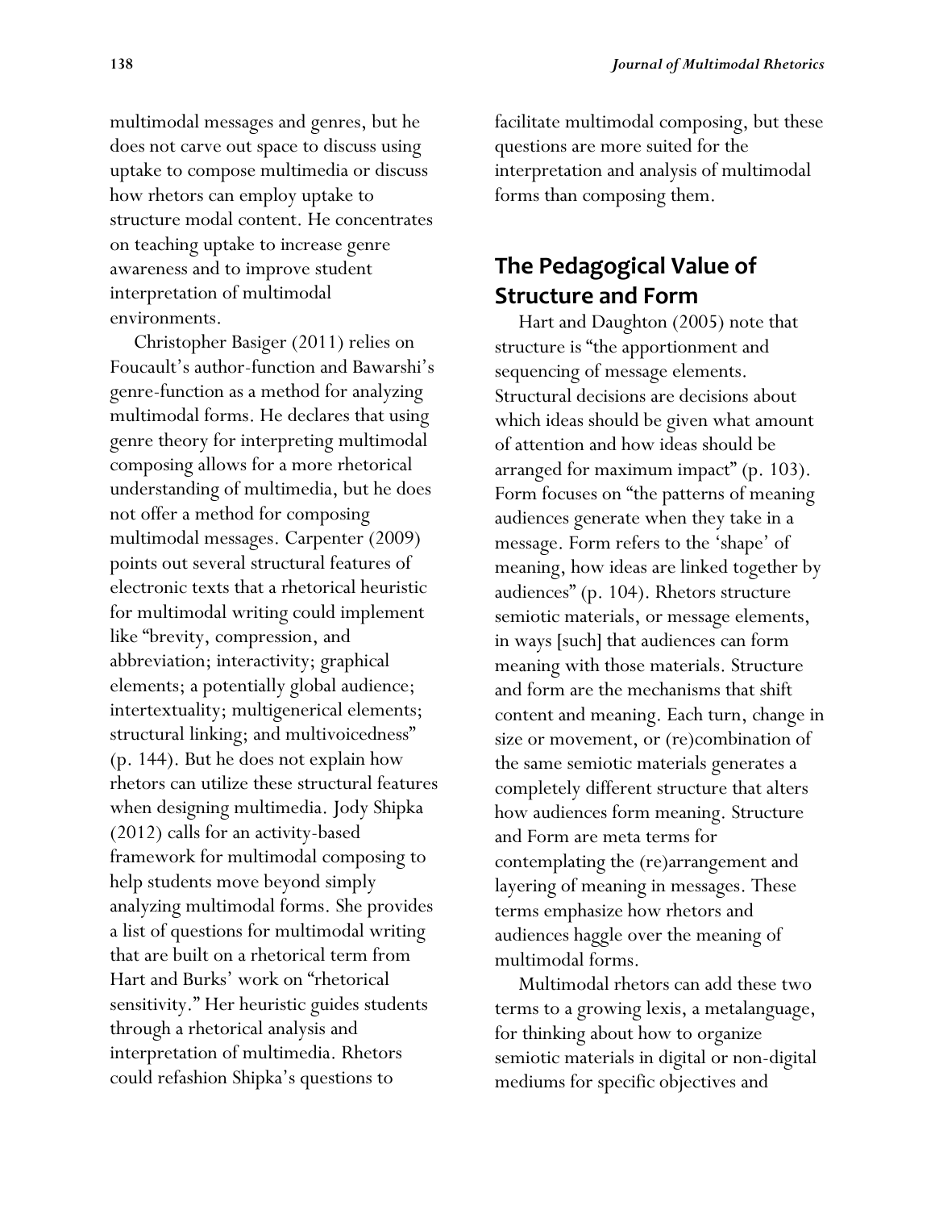multimodal messages and genres, but he does not carve out space to discuss using uptake to compose multimedia or discuss how rhetors can employ uptake to structure modal content. He concentrates on teaching uptake to increase genre awareness and to improve student interpretation of multimodal environments.

Christopher Basiger (2011) relies on Foucault's author-function and Bawarshi's genre-function as a method for analyzing multimodal forms. He declares that using genre theory for interpreting multimodal composing allows for a more rhetorical understanding of multimedia, but he does not offer a method for composing multimodal messages. Carpenter (2009) points out several structural features of electronic texts that a rhetorical heuristic for multimodal writing could implement like "brevity, compression, and abbreviation; interactivity; graphical elements; a potentially global audience; intertextuality; multigenerical elements; structural linking; and multivoicedness" (p. 144). But he does not explain how rhetors can utilize these structural features when designing multimedia. Jody Shipka (2012) calls for an activity-based framework for multimodal composing to help students move beyond simply analyzing multimodal forms. She provides a list of questions for multimodal writing that are built on a rhetorical term from Hart and Burks' work on "rhetorical sensitivity." Her heuristic guides students through a rhetorical analysis and interpretation of multimedia. Rhetors could refashion Shipka's questions to facilitate multimodal composing, but these questions are more suited for the interpretation and analysis of multimodal forms than composing them.

## The Pedagogical Value of Structure and Form

Hart and Daughton (2005) note that structure is "the apportionment and sequencing of message elements. Structural decisions are decisions about which ideas should be given what amount of attention and how ideas should be arranged for maximum impact" (p. 103). Form focuses on "the patterns of meaning audiences generate when they take in a message. Form refers to the 'shape' of meaning, how ideas are linked together by audiences" (p. 104). Rhetors structure semiotic materials, or message elements, in ways [such] that audiences can form meaning with those materials. Structure and form are the mechanisms that shift content and meaning. Each turn, change in size or movement, or (re)combination of the same semiotic materials generates a completely different structure that alters how audiences form meaning. Structure and Form are meta terms for contemplating the (re)arrangement and layering of meaning in messages. These terms emphasize how rhetors and audiences haggle over the meaning of multimodal forms.

Multimodal rhetors can add these two terms to a growing lexis, a metalanguage, for thinking about how to organize semiotic materials in digital or non-digital mediums for specific objectives and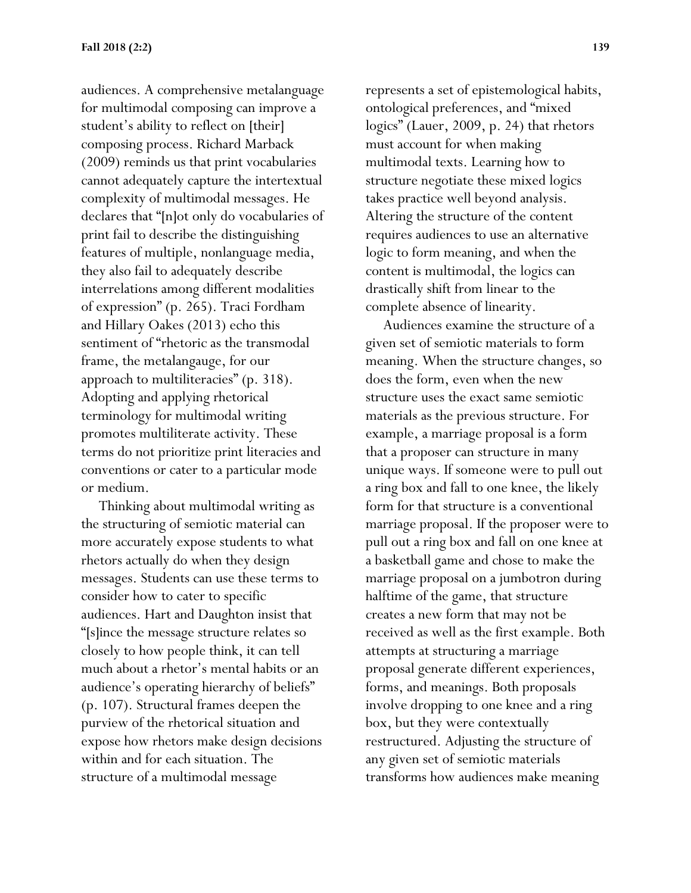audiences. A comprehensive metalanguage for multimodal composing can improve a student's ability to reflect on [their] composing process. Richard Marback (2009) reminds us that print vocabularies cannot adequately capture the intertextual complexity of multimodal messages. He declares that "[n]ot only do vocabularies of print fail to describe the distinguishing features of multiple, nonlanguage media, they also fail to adequately describe interrelations among different modalities of expression" (p. 265). Traci Fordham and Hillary Oakes (2013) echo this sentiment of "rhetoric as the transmodal frame, the metalangauge, for our approach to multiliteracies" (p. 318). Adopting and applying rhetorical terminology for multimodal writing promotes multiliterate activity. These terms do not prioritize print literacies and conventions or cater to a particular mode or medium.

Thinking about multimodal writing as the structuring of semiotic material can more accurately expose students to what rhetors actually do when they design messages. Students can use these terms to consider how to cater to specific audiences. Hart and Daughton insist that "[s]ince the message structure relates so closely to how people think, it can tell much about a rhetor's mental habits or an audience's operating hierarchy of beliefs" (p. 107). Structural frames deepen the purview of the rhetorical situation and expose how rhetors make design decisions within and for each situation. The structure of a multimodal message represents a set of epistemological habits, ontological preferences, and "mixed logics" (Lauer, 2009, p. 24) that rhetors must account for when making multimodal texts. Learning how to structure negotiate these mixed logics takes practice well beyond analysis. Altering the structure of the content requires audiences to use an alternative logic to form meaning, and when the content is multimodal, the logics can drastically shift from linear to the complete absence of linearity.

Audiences examine the structure of a given set of semiotic materials to form meaning. When the structure changes, so does the form, even when the new structure uses the exact same semiotic materials as the previous structure. For example, a marriage proposal is a form that a proposer can structure in many unique ways. If someone were to pull out a ring box and fall to one knee, the likely form for that structure is a conventional marriage proposal. If the proposer were to pull out a ring box and fall on one knee at a basketball game and chose to make the marriage proposal on a jumbotron during halftime of the game, that structure creates a new form that may not be received as well as the first example. Both attempts at structuring a marriage proposal generate different experiences, forms, and meanings. Both proposals involve dropping to one knee and a ring box, but they were contextually restructured. Adjusting the structure of any given set of semiotic materials transforms how audiences make meaning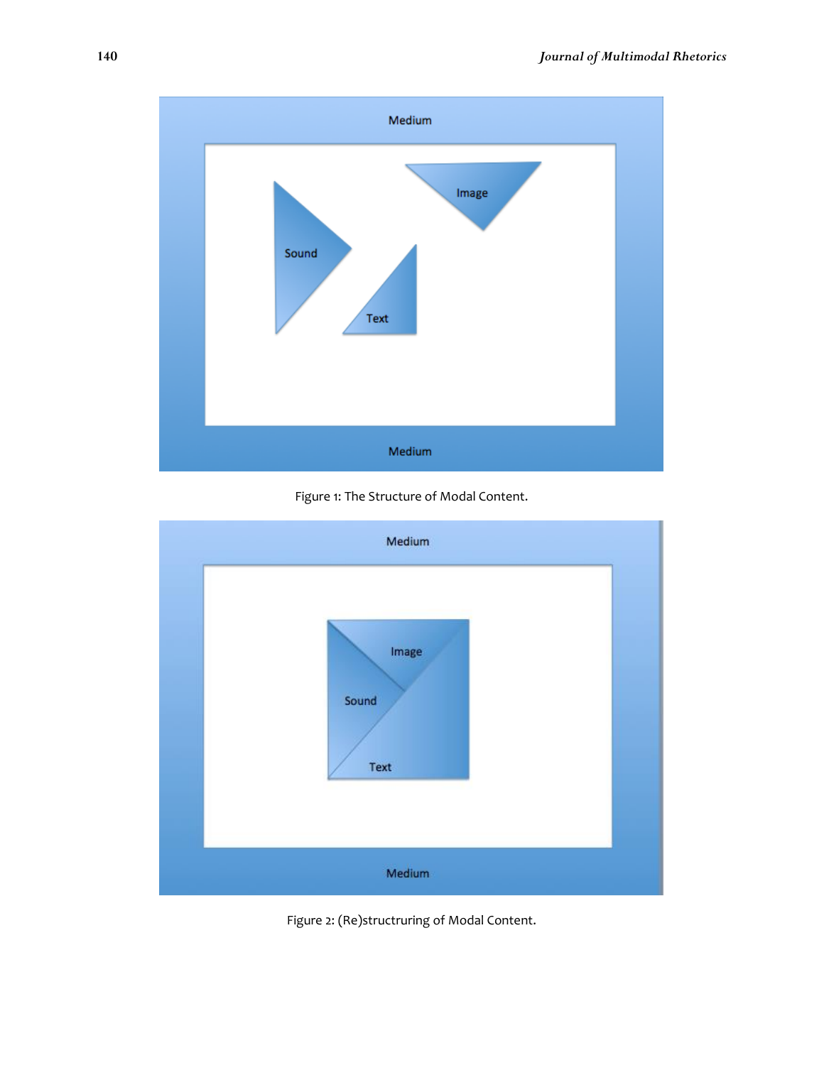Figure 1: The Structure of Modal Content.

Figure 2: (Re)structruring of Modal Content.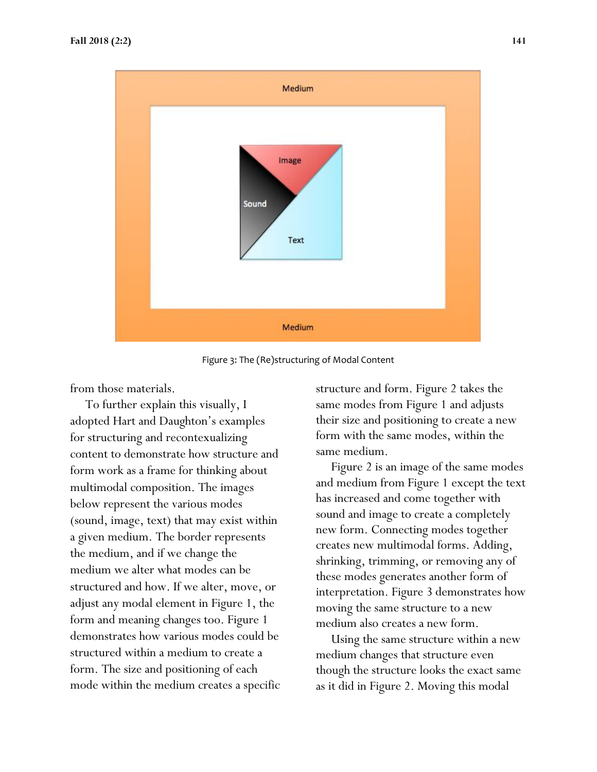Figure 3: The (Re)structuring of Modal Content

from those materials.

To further explain this visually, I adopted Hart and Daughton's examples for structuring and recontexualizing content to demonstrate how structure and form work as a frame for thinking about multimodal composition. The images below represent the various modes (sound, image, text) that may exist within a given medium. The border represents the medium, and if we change the medium we alter what modes can be structured and how. If we alter, move, or adjust any modal element in Figure 1, the form and meaning changes too. Figure 1 demonstrates how various modes could be structured within a medium to create a form. The size and positioning of each mode within the medium creates a specific structure and form. Figure 2 takes the same modes from Figure 1 and adjusts their size and positioning to create a new form with the same modes, within the same medium.

Figure 2 is an image of the same modes and medium from Figure 1 except the text has increased and come together with sound and image to create a completely new form. Connecting modes together creates new multimodal forms. Adding, shrinking, trimming, or removing any of these modes generates another form of interpretation. Figure 3 demonstrates how moving the same structure to a new medium also creates a new form.

Using the same structure within a new medium changes that structure even though the structure looks the exact same as it did in Figure 2. Moving this modal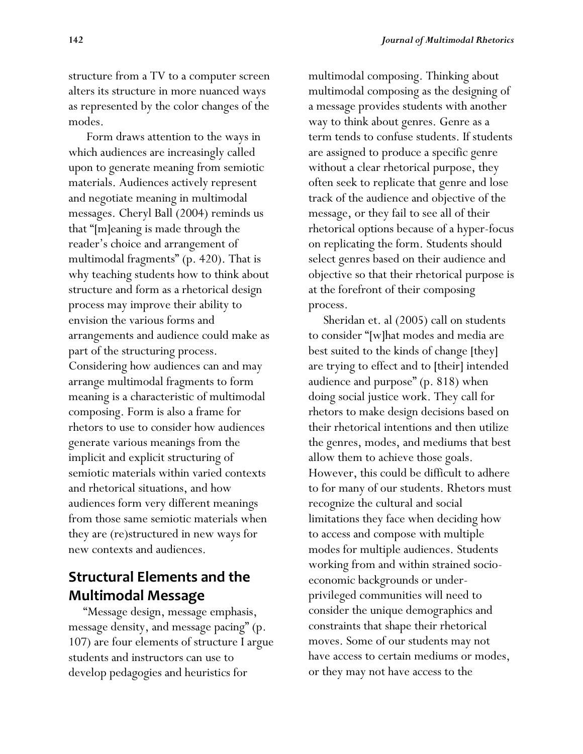structure from a TV to a computer screen alters its structure in more nuanced ways as represented by the color changes of the modes.

Form draws attention to the ways in which audiences are increasingly called upon to generate meaning from semiotic materials. Audiences actively represent and negotiate meaning in multimodal messages. Cheryl Ball (2004) reminds us that "[m]eaning is made through the reader's choice and arrangement of multimodal fragments" (p. 420). That is why teaching students how to think about structure and form as a rhetorical design process may improve their ability to envision the various forms and arrangements and audience could make as part of the structuring process. Considering how audiences can and may arrange multimodal fragments to form meaning is a characteristic of multimodal composing. Form is also a frame for rhetors to use to consider how audiences generate various meanings from the implicit and explicit structuring of semiotic materials within varied contexts and rhetorical situations, and how audiences form very different meanings from those same semiotic materials when they are (re)structured in new ways for new contexts and audiences.

## Structural Elements and the Multimodal Message

"Message design, message emphasis, message density, and message pacing" (p. 107) are four elements of structure I argue students and instructors can use to develop pedagogies and heuristics for multimodal composing. Thinking about multimodal composing as the designing of a message provides students with another way to think about genres. Genre as a term tends to confuse students. If students are assigned to produce a specific genre without a clear rhetorical purpose, they often seek to replicate that genre and lose track of the audience and objective of the message, or they fail to see all of their rhetorical options because of a hyper-focus on replicating the form. Students should select genres based on their audience and objective so that their rhetorical purpose is at the forefront of their composing process.

Sheridan et. al (2005) call on students to consider "[w]hat modes and media are best suited to the kinds of change [they] are trying to effect and to [their] intended audience and purpose" (p. 818) when doing social justice work. They call for rhetors to make design decisions based on their rhetorical intentions and then utilize the genres, modes, and mediums that best allow them to achieve those goals. However, this could be difficult to adhere to for many of our students. Rhetors must recognize the cultural and social limitations they face when deciding how to access and compose with multiple modes for multiple audiences. Students working from and within strained socio-economic backgrounds or under-privileged communities will need to consider the unique demographics and constraints that shape their rhetorical moves. Some of our students may not have access to certain mediums or modes, or they may not have access to the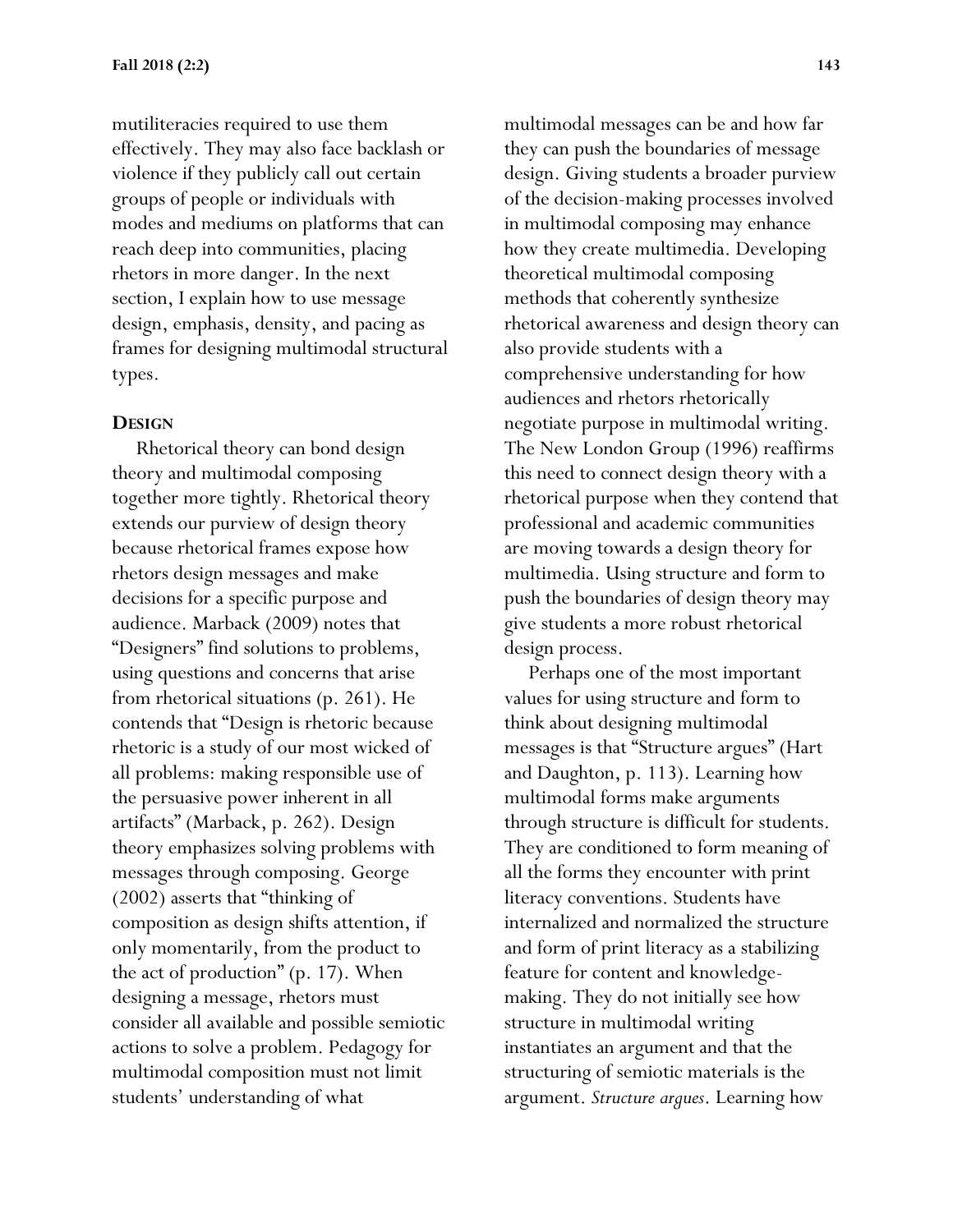mutiliteracies required to use them effectively. They may also face backlash or violence if they publicly call out certain groups of people or individuals with modes and mediums on platforms that can reach deep into communities, placing rhetors in more danger. In the next section, I explain how to use message design, emphasis, density, and pacing as frames for designing multimodal structural types.

## DESIGN

Rhetorical theory can bond design theory and multimodal composing together more tightly. Rhetorical theory extends our purview of design theory because rhetorical frames expose how rhetors design messages and make decisions for a specific purpose and audience. Marback (2009) notes that "Designers" find solutions to problems, using questions and concerns that arise from rhetorical situations (p. 261). He contends that "Design is rhetoric because rhetoric is a study of our most wicked of all problems: making responsible use of the persuasive power inherent in all artifacts" (Marback, p. 262). Design theory emphasizes solving problems with messages through composing. George (2002) asserts that "thinking of composition as design shifts attention, if only momentarily, from the product to the act of production" (p. 17). When designing a message, rhetors must consider all available and possible semiotic actions to solve a problem. Pedagogy for multimodal composition must not limit students' understanding of what multimodal messages can be and how far they can push the boundaries of message design. Giving students a broader purview of the decision-making processes involved in multimodal composing may enhance how they create multimedia. Developing theoretical multimodal composing methods that coherently synthesize rhetorical awareness and design theory can also provide students with a comprehensive understanding for how audiences and rhetors rhetorically negotiate purpose in multimodal writing. The New London Group (1996) reaffirms this need to connect design theory with a rhetorical purpose when they contend that professional and academic communities are moving towards a design theory for multimedia. Using structure and form to push the boundaries of design theory may give students a more robust rhetorical design process.

Perhaps one of the most important values for using structure and form to think about designing multimodal messages is that "Structure argues" (Hart and Daughton, p. 113). Learning how multimodal forms make arguments through structure is difficult for students. They are conditioned to form meaning of all the forms they encounter with print literacy conventions. Students have internalized and normalized the structure and form of print literacy as a stabilizing feature for content and knowledge-making. They do not initially see how structure in multimodal writing instantiates an argument and that the structuring of semiotic materials is the argument. *Structure argues*. Learning how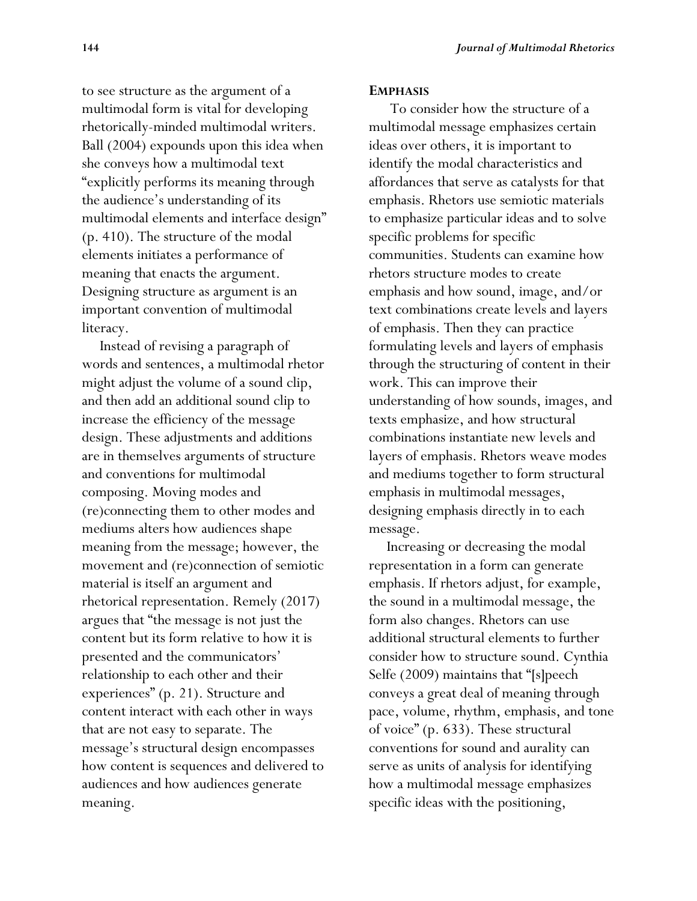to see structure as the argument of a multimodal form is vital for developing rhetorically-minded multimodal writers. Ball (2004) expounds upon this idea when she conveys how a multimodal text "explicitly performs its meaning through the audience's understanding of its multimodal elements and interface design" (p. 410). The structure of the modal elements initiates a performance of meaning that enacts the argument. Designing structure as argument is an important convention of multimodal literacy.

Instead of revising a paragraph of words and sentences, a multimodal rhetor might adjust the volume of a sound clip, and then add an additional sound clip to increase the efficiency of the message design. These adjustments and additions are in themselves arguments of structure and conventions for multimodal composing. Moving modes and (re)connecting them to other modes and mediums alters how audiences shape meaning from the message; however, the movement and (re)connection of semiotic material is itself an argument and rhetorical representation. Remely (2017) argues that "the message is not just the content but its form relative to how it is presented and the communicators' relationship to each other and their experiences" (p. 21). Structure and content interact with each other in ways that are not easy to separate. The message's structural design encompasses how content is sequences and delivered to audiences and how audiences generate meaning.

## Emphasis

To consider how the structure of a multimodal message emphasizes certain ideas over others, it is important to identify the modal characteristics and affordances that serve as catalysts for that emphasis. Rhetors use semiotic materials to emphasize particular ideas and to solve specific problems for specific communities. Students can examine how rhetors structure modes to create emphasis and how sound, image, and/or text combinations create levels and layers of emphasis. Then they can practice formulating levels and layers of emphasis through the structuring of content in their work. This can improve their understanding of how sounds, images, and texts emphasize, and how structural combinations instantiate new levels and layers of emphasis. Rhetors weave modes and mediums together to form structural emphasis in multimodal messages, designing emphasis directly in to each message.

Increasing or decreasing the modal representation in a form can generate emphasis. If rhetors adjust, for example, the sound in a multimodal message, the form also changes. Rhetors can use additional structural elements to further consider how to structure sound. Cynthia Selfe (2009) maintains that "[s]peech conveys a great deal of meaning through pace, volume, rhythm, emphasis, and tone of voice" (p. 633). These structural conventions for sound and aurality can serve as units of analysis for identifying how a multimodal message emphasizes specific ideas with the positioning,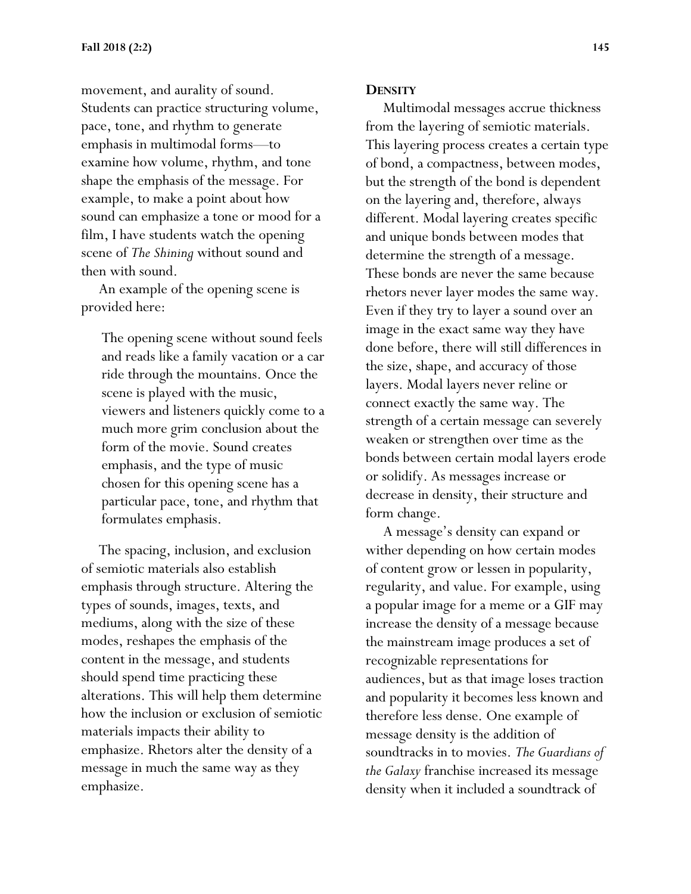movement, and aurality of sound. Students can practice structuring volume, pace, tone, and rhythm to generate emphasis in multimodal forms—to examine how volume, rhythm, and tone shape the emphasis of the message. For example, to make a point about how sound can emphasize a tone or mood for a film, I have students watch the opening scene of *The Shining* without sound and then with sound.

An example of the opening scene is provided here:

> The opening scene without sound feels and reads like a family vacation or a car ride through the mountains. Once the scene is played with the music, viewers and listeners quickly come to a much more grim conclusion about the form of the movie. Sound creates emphasis, and the type of music chosen for this opening scene has a particular pace, tone, and rhythm that formulates emphasis.

The spacing, inclusion, and exclusion of semiotic materials also establish emphasis through structure. Altering the types of sounds, images, texts, and mediums, along with the size of these modes, reshapes the emphasis of the content in the message, and students should spend time practicing these alterations. This will help them determine how the inclusion or exclusion of semiotic materials impacts their ability to emphasize. Rhetors alter the density of a message in much the same way as they emphasize.

### DENSITY

Multimodal messages accrue thickness from the layering of semiotic materials. This layering process creates a certain type of bond, a compactness, between modes, but the strength of the bond is dependent on the layering and, therefore, always different. Modal layering creates specific and unique bonds between modes that determine the strength of a message. These bonds are never the same because rhetors never layer modes the same way. Even if they try to layer a sound over an image in the exact same way they have done before, there will still differences in the size, shape, and accuracy of those layers. Modal layers never reline or connect exactly the same way. The strength of a certain message can severely weaken or strengthen over time as the bonds between certain modal layers erode or solidify. As messages increase or decrease in density, their structure and form change.

A message's density can expand or wither depending on how certain modes of content grow or lessen in popularity, regularity, and value. For example, using a popular image for a meme or a GIF may increase the density of a message because the mainstream image produces a set of recognizable representations for audiences, but as that image loses traction and popularity it becomes less known and therefore less dense. One example of message density is the addition of soundtracks in to movies. *The Guardians of the Galaxy* franchise increased its message density when it included a soundtrack of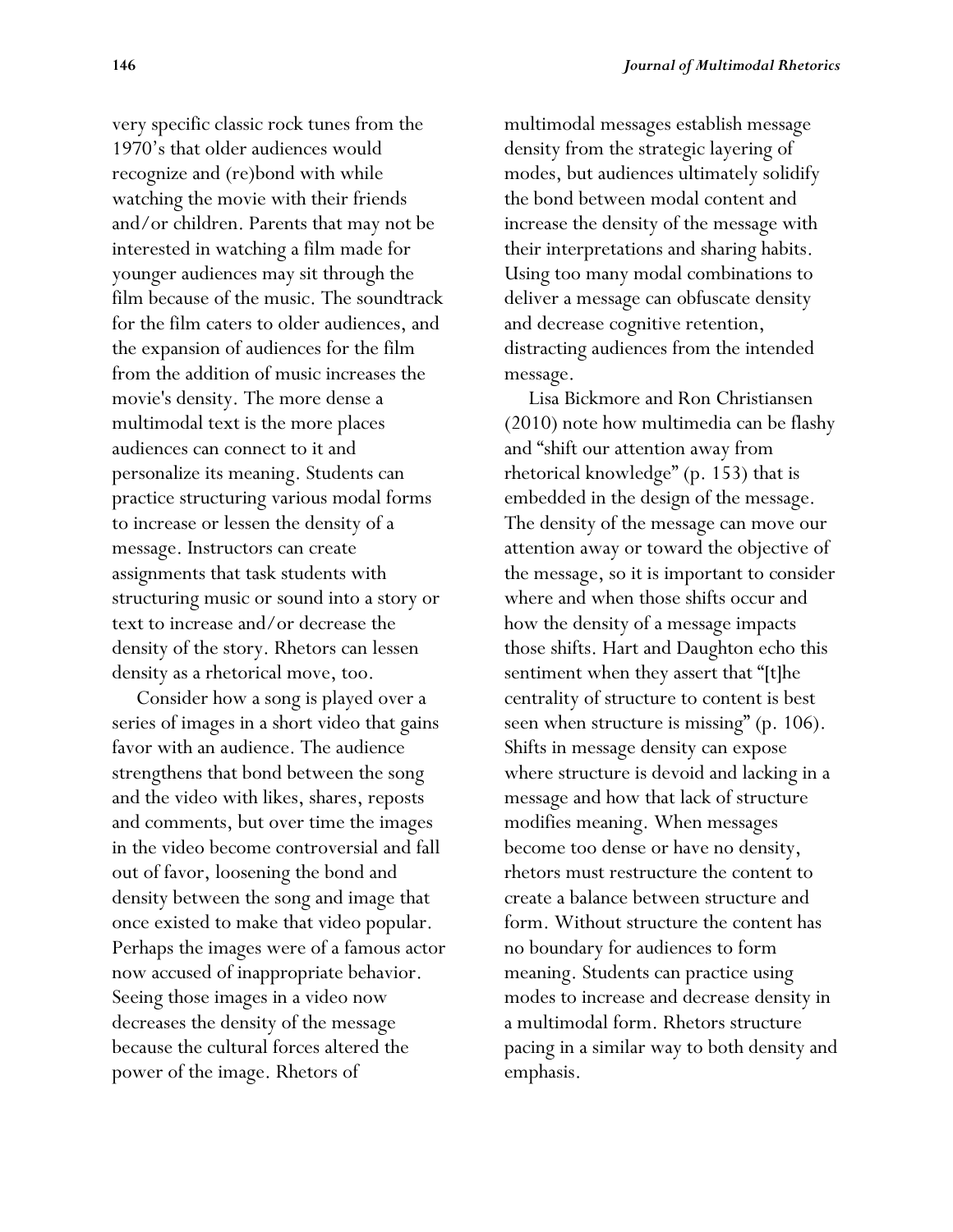very specific classic rock tunes from the 1970's that older audiences would recognize and (re)bond with while watching the movie with their friends and/or children. Parents that may not be interested in watching a film made for younger audiences may sit through the film because of the music. The soundtrack for the film caters to older audiences, and the expansion of audiences for the film from the addition of music increases the movie's density. The more dense a multimodal text is the more places audiences can connect to it and personalize its meaning. Students can practice structuring various modal forms to increase or lessen the density of a message. Instructors can create assignments that task students with structuring music or sound into a story or text to increase and/or decrease the density of the story. Rhetors can lessen density as a rhetorical move, too.

Consider how a song is played over a series of images in a short video that gains favor with an audience. The audience strengthens that bond between the song and the video with likes, shares, reposts and comments, but over time the images in the video become controversial and fall out of favor, loosening the bond and density between the song and image that once existed to make that video popular. Perhaps the images were of a famous actor now accused of inappropriate behavior. Seeing those images in a video now decreases the density of the message because the cultural forces altered the power of the image. Rhetors of multimodal messages establish message density from the strategic layering of modes, but audiences ultimately solidify the bond between modal content and increase the density of the message with their interpretations and sharing habits. Using too many modal combinations to deliver a message can obfuscate density and decrease cognitive retention, distracting audiences from the intended message.

Lisa Bickmore and Ron Christiansen (2010) note how multimedia can be flashy and "shift our attention away from rhetorical knowledge" (p. 153) that is embedded in the design of the message. The density of the message can move our attention away or toward the objective of the message, so it is important to consider where and when those shifts occur and how the density of a message impacts those shifts. Hart and Daughton echo this sentiment when they assert that "[t]he centrality of structure to content is best seen when structure is missing" (p. 106). Shifts in message density can expose where structure is devoid and lacking in a message and how that lack of structure modifies meaning. When messages become too dense or have no density, rhetors must restructure the content to create a balance between structure and form. Without structure the content has no boundary for audiences to form meaning. Students can practice using modes to increase and decrease density in a multimodal form. Rhetors structure pacing in a similar way to both density and emphasis.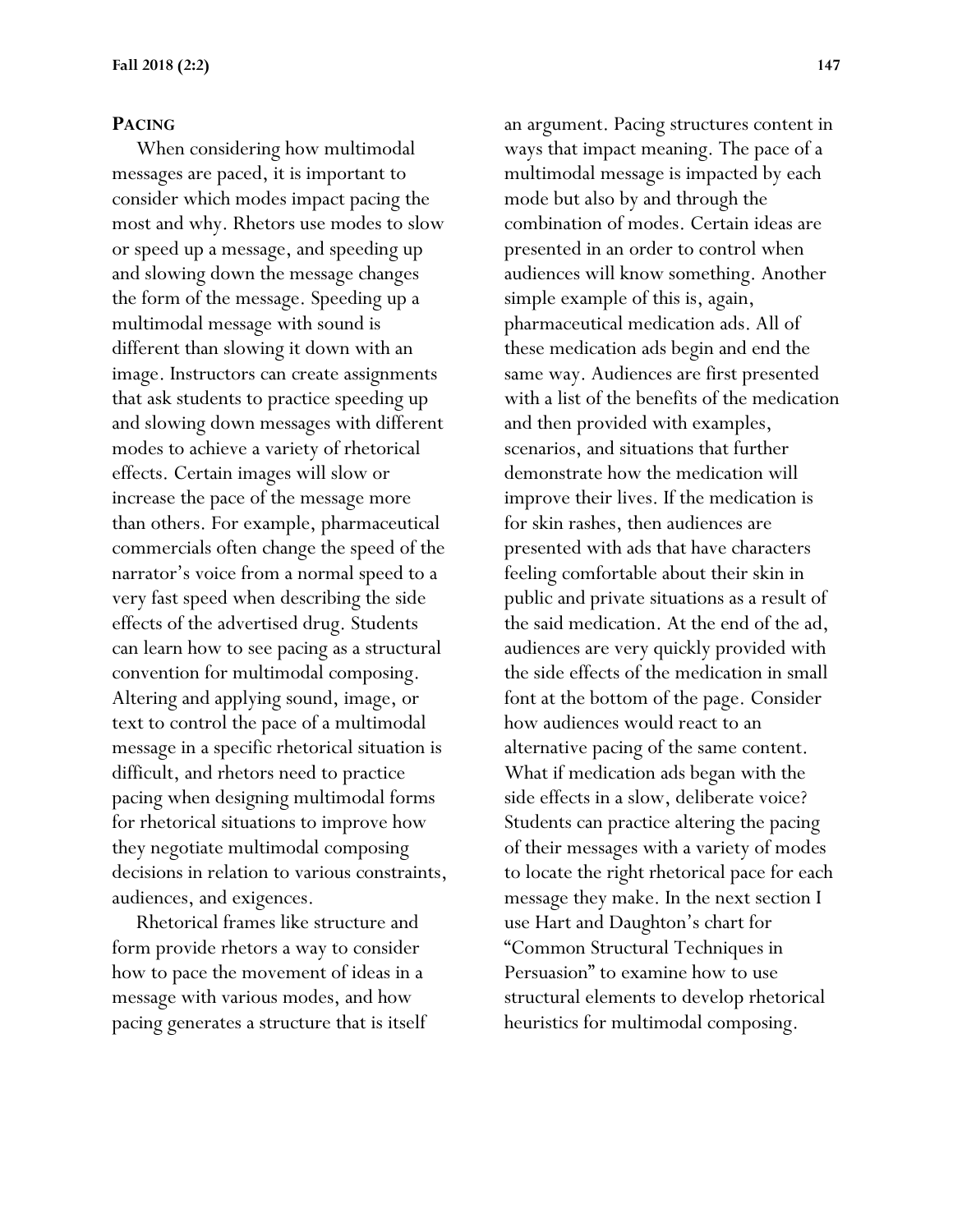## Pacing

When considering how multimodal messages are paced, it is important to consider which modes impact pacing the most and why. Rhetors use modes to slow or speed up a message, and speeding up and slowing down the message changes the form of the message. Speeding up a multimodal message with sound is different than slowing it down with an image. Instructors can create assignments that ask students to practice speeding up and slowing down messages with different modes to achieve a variety of rhetorical effects. Certain images will slow or increase the pace of the message more than others. For example, pharmaceutical commercials often change the speed of the narrator's voice from a normal speed to a very fast speed when describing the side effects of the advertised drug. Students can learn how to see pacing as a structural convention for multimodal composing. Altering and applying sound, image, or text to control the pace of a multimodal message in a specific rhetorical situation is difficult, and rhetors need to practice pacing when designing multimodal forms for rhetorical situations to improve how they negotiate multimodal composing decisions in relation to various constraints, audiences, and exigences.

Rhetorical frames like structure and form provide rhetors a way to consider how to pace the movement of ideas in a message with various modes, and how pacing generates a structure that is itself an argument. Pacing structures content in ways that impact meaning. The pace of a multimodal message is impacted by each mode but also by and through the combination of modes. Certain ideas are presented in an order to control when audiences will know something. Another simple example of this is, again, pharmaceutical medication ads. All of these medication ads begin and end the same way. Audiences are first presented with a list of the benefits of the medication and then provided with examples, scenarios, and situations that further demonstrate how the medication will improve their lives. If the medication is for skin rashes, then audiences are presented with ads that have characters feeling comfortable about their skin in public and private situations as a result of the said medication. At the end of the ad, audiences are very quickly provided with the side effects of the medication in small font at the bottom of the page. Consider how audiences would react to an alternative pacing of the same content. What if medication ads began with the side effects in a slow, deliberate voice? Students can practice altering the pacing of their messages with a variety of modes to locate the right rhetorical pace for each message they make. In the next section I use Hart and Daughton's chart for "Common Structural Techniques in Persuasion" to examine how to use structural elements to develop rhetorical heuristics for multimodal composing.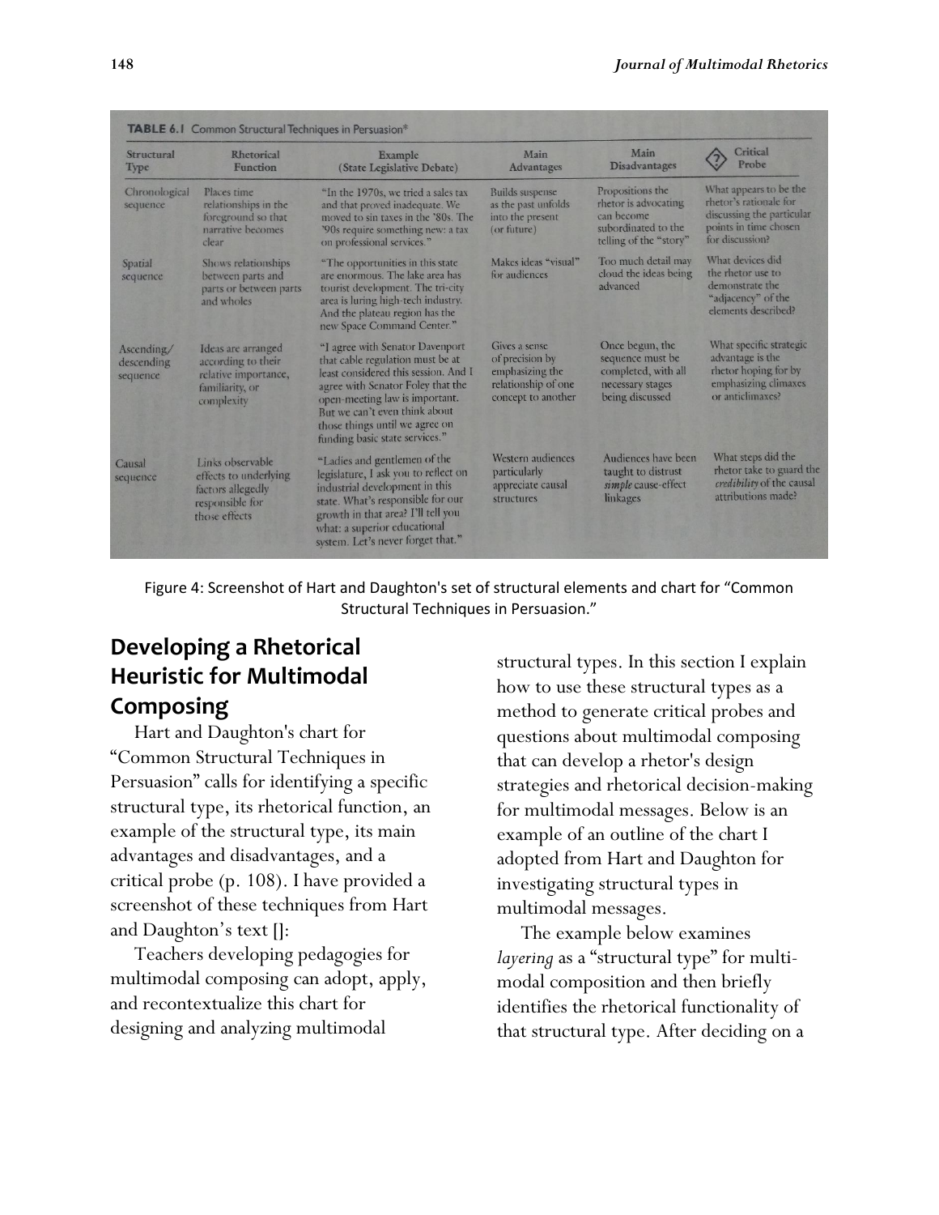**TABLE 6.1** Common Structural Techniques in Persuasion*

| Structural Type | Rhetorical Function | Example (State Legislative Debate) | Main Advantages | Main Disadvantages | Critical Probe |
|---|---|---|---|---|---|
| Chronological sequence | Places time relationships in the foreground so that narrative becomes clear | "In the 1970s, we tried a sales tax and that proved inadequate. We moved to sin taxes in the '80s. The '90s require something new: a tax on professional services." | Builds suspense as the past unfolds into the present (or future) | Propositions the rhetor is advocating can become subordinated to the telling of the "story" | What appears to be the rhetor's rationale for discussing the particular points in time chosen for discussion? |
| Spatial sequence | Shows relationships between parts and parts or between parts and wholes | "The opportunities in this state are enormous. The lake area has tourist development. The tri-city area is luring high-tech industry. And the plateau region has the new Space Command Center." | Makes ideas "visual" for audiences | Too much detail may cloud the ideas being advanced | What devices did the rhetor use to demonstrate the "adjacency" of the elements described? |
| Ascending/descending sequence | Ideas are arranged according to their relative importance, familiarity, or complexity | "I agree with Senator Davenport that cable regulation must be at least considered this session. And I agree with Senator Foley that the open-meeting law is important. But we can't even think about those things until we agree on funding basic state services." | Gives a sense of precision by emphasizing the relationship of one concept to another | Once begun, the sequence must be completed, with all necessary stages being discussed | What specific strategic advantage is the rhetor hoping for by emphasizing climaxes or anticlimaxes? |
| Causal sequence | Links observable effects to underlying factors allegedly responsible for those effects | "Ladies and gentlemen of the legislature, I ask you to reflect on industrial development in this state. What's responsible for our growth in that area? I'll tell you what: a superior educational system. Let's never forget that." | Western audiences particularly appreciate causal structures | Audiences have been taught to distrust *simple* cause-effect linkages | What steps did the rhetor take to guard the *credibility* of the causal attributions made? |

Figure 4: Screenshot of Hart and Daughton's set of structural elements and chart for "Common Structural Techniques in Persuasion."

## Developing a Rhetorical Heuristic for Multimodal Composing

Hart and Daughton's chart for "Common Structural Techniques in Persuasion" calls for identifying a specific structural type, its rhetorical function, an example of the structural type, its main advantages and disadvantages, and a critical probe (p. 108). I have provided a screenshot of these techniques from Hart and Daughton's text []:

Teachers developing pedagogies for multimodal composing can adopt, apply, and recontextualize this chart for designing and analyzing multimodal structural types. In this section I explain how to use these structural types as a method to generate critical probes and questions about multimodal composing that can develop a rhetor's design strategies and rhetorical decision-making for multimodal messages. Below is an example of an outline of the chart I adopted from Hart and Daughton for investigating structural types in multimodal messages.

The example below examines *layering* as a "structural type" for multi-modal composition and then briefly identifies the rhetorical functionality of that structural type. After deciding on a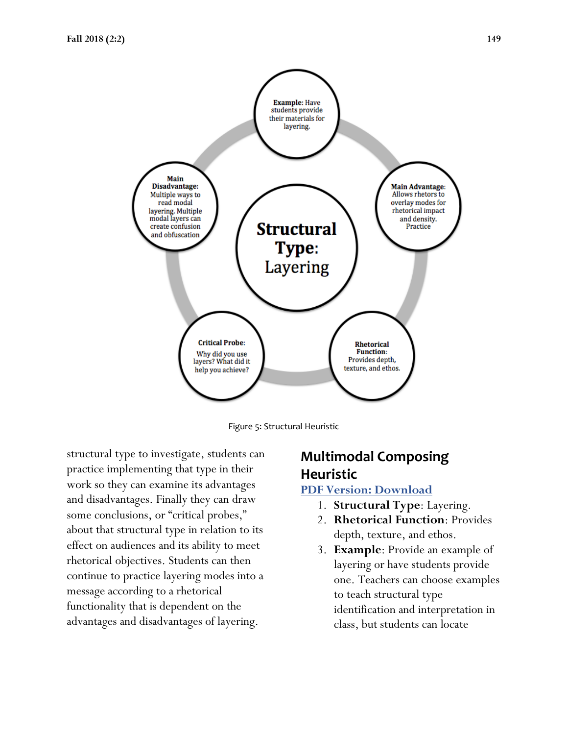**Structural Type**: Layering

**Example**: Have students provide their materials for layering.

**Main Advantage**: Allows rhetors to overlay modes for rhetorical impact and density. Practice

**Rhetorical Function**: Provides depth, texture, and ethos.

**Critical Probe**: Why did you use layers? What did it help you achieve?

**Main Disadvantage**: Multiple ways to read modal layering. Multiple modal layers can create confusion and obfuscation

Figure 5: Structural Heuristic

structural type to investigate, students can practice implementing that type in their work so they can examine its advantages and disadvantages. Finally they can draw some conclusions, or "critical probes," about that structural type in relation to its effect on audiences and its ability to meet rhetorical objectives. Students can then continue to practice layering modes into a message according to a rhetorical functionality that is dependent on the advantages and disadvantages of layering.

## Multimodal Composing Heuristic

[PDF Version: Download]

1. **Structural Type**: Layering.
2. **Rhetorical Function**: Provides depth, texture, and ethos.
3. **Example**: Provide an example of layering or have students provide one. Teachers can choose examples to teach structural type identification and interpretation in class, but students can locate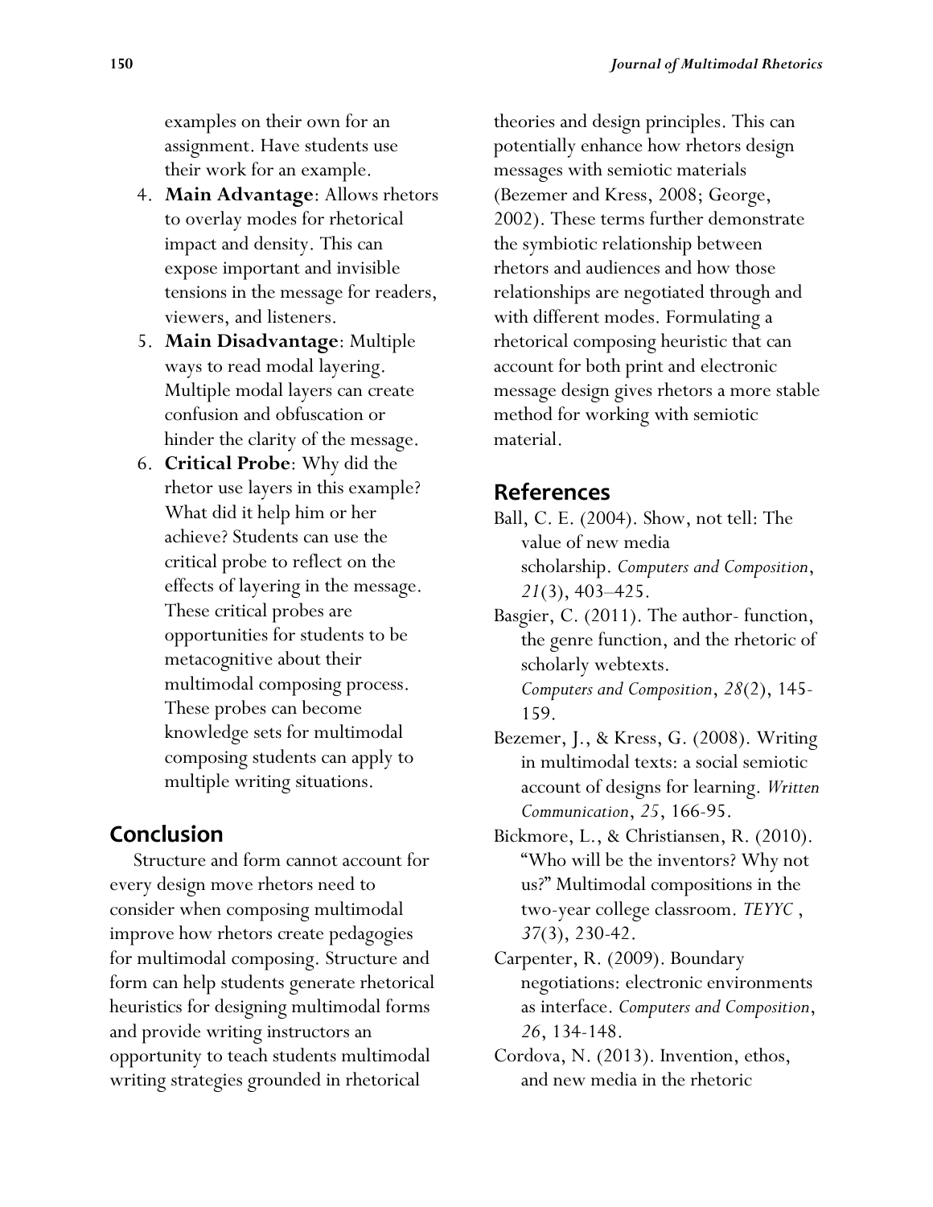examples on their own for an assignment. Have students use their work for an example.

4. **Main Advantage**: Allows rhetors to overlay modes for rhetorical impact and density. This can expose important and invisible tensions in the message for readers, viewers, and listeners.
5. **Main Disadvantage**: Multiple ways to read modal layering. Multiple modal layers can create confusion and obfuscation or hinder the clarity of the message.
6. **Critical Probe**: Why did the rhetor use layers in this example? What did it help him or her achieve? Students can use the critical probe to reflect on the effects of layering in the message. These critical probes are opportunities for students to be metacognitive about their multimodal composing process. These probes can become knowledge sets for multimodal composing students can apply to multiple writing situations.

## Conclusion

Structure and form cannot account for every design move rhetors need to consider when composing multimodal improve how rhetors create pedagogies for multimodal composing. Structure and form can help students generate rhetorical heuristics for designing multimodal forms and provide writing instructors an opportunity to teach students multimodal writing strategies grounded in rhetorical theories and design principles. This can potentially enhance how rhetors design messages with semiotic materials (Bezemer and Kress, 2008; George, 2002). These terms further demonstrate the symbiotic relationship between rhetors and audiences and how those relationships are negotiated through and with different modes. Formulating a rhetorical composing heuristic that can account for both print and electronic message design gives rhetors a more stable method for working with semiotic material.

## References

Ball, C. E. (2004). Show, not tell: The value of new media scholarship. *Computers and Composition*, *21*(3), 403–425.

Basgier, C. (2011). The author- function, the genre function, and the rhetoric of scholarly webtexts. *Computers and Composition*, *28*(2), 145-159.

Bezemer, J., & Kress, G. (2008). Writing in multimodal texts: a social semiotic account of designs for learning. *Written Communication*, *25*, 166-95.

Bickmore, L., & Christiansen, R. (2010). "Who will be the inventors? Why not us?" Multimodal compositions in the two-year college classroom. *TEYYC* , *37*(3), 230-42.

Carpenter, R. (2009). Boundary negotiations: electronic environments as interface. *Computers and Composition*, *26*, 134-148.

Cordova, N. (2013). Invention, ethos, and new media in the rhetoric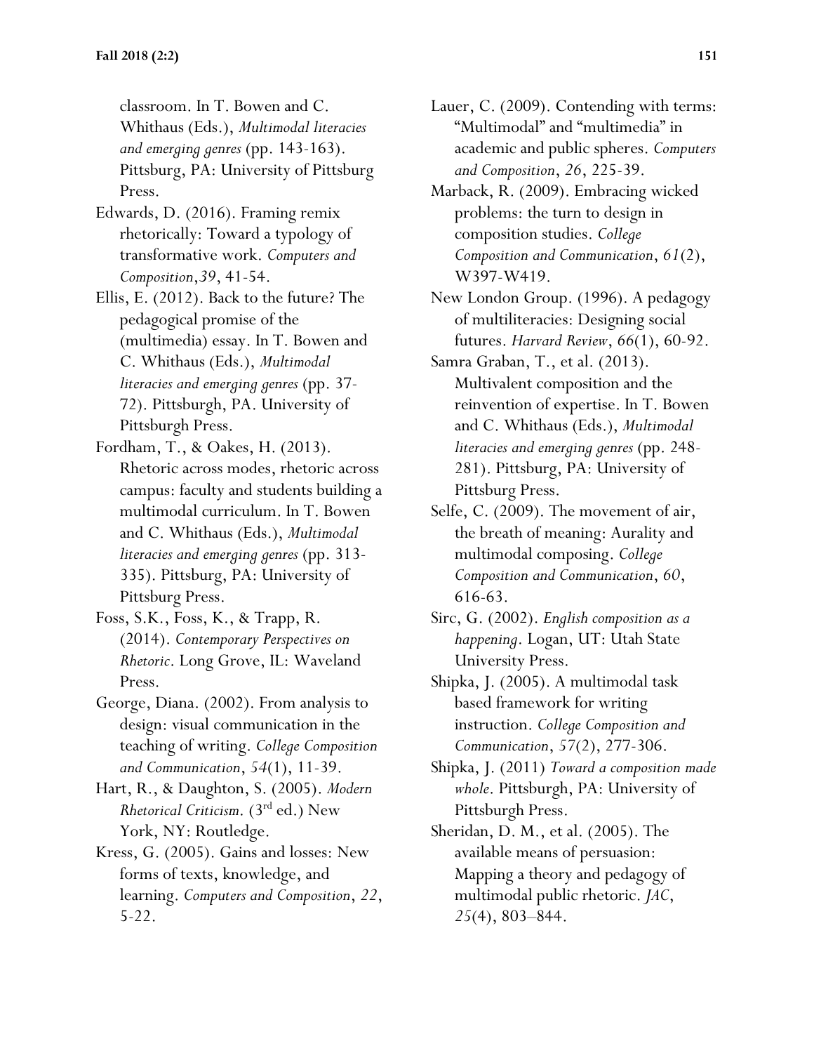classroom. In T. Bowen and C. Whithaus (Eds.), *Multimodal literacies and emerging genres* (pp. 143-163). Pittsburg, PA: University of Pittsburg Press.

Edwards, D. (2016). Framing remix rhetorically: Toward a typology of transformative work. *Computers and Composition*,*39*, 41-54.

Ellis, E. (2012). Back to the future? The pedagogical promise of the (multimedia) essay. In T. Bowen and C. Whithaus (Eds.), *Multimodal literacies and emerging genres* (pp. 37-72). Pittsburgh, PA. University of Pittsburgh Press.

Fordham, T., & Oakes, H. (2013). Rhetoric across modes, rhetoric across campus: faculty and students building a multimodal curriculum. In T. Bowen and C. Whithaus (Eds.), *Multimodal literacies and emerging genres* (pp. 313-335). Pittsburg, PA: University of Pittsburg Press.

Foss, S.K., Foss, K., & Trapp, R. (2014). *Contemporary Perspectives on Rhetoric*. Long Grove, IL: Waveland Press.

George, Diana. (2002). From analysis to design: visual communication in the teaching of writing. *College Composition and Communication*, *54*(1), 11-39.

Hart, R., & Daughton, S. (2005). *Modern Rhetorical Criticism*. (3rd ed.) New York, NY: Routledge.

Kress, G. (2005). Gains and losses: New forms of texts, knowledge, and learning. *Computers and Composition*, *22*, 5-22.

Lauer, C. (2009). Contending with terms: "Multimodal" and "multimedia" in academic and public spheres. *Computers and Composition*, *26*, 225-39.

Marback, R. (2009). Embracing wicked problems: the turn to design in composition studies. *College Composition and Communication*, *61*(2), W397-W419.

New London Group. (1996). A pedagogy of multiliteracies: Designing social futures. *Harvard Review*, *66*(1), 60-92.

Samra Graban, T., et al. (2013). Multivalent composition and the reinvention of expertise. In T. Bowen and C. Whithaus (Eds.), *Multimodal literacies and emerging genres* (pp. 248-281). Pittsburg, PA: University of Pittsburg Press.

Selfe, C. (2009). The movement of air, the breath of meaning: Aurality and multimodal composing. *College Composition and Communication*, *60*, 616-63.

Sirc, G. (2002). *English composition as a happening*. Logan, UT: Utah State University Press.

Shipka, J. (2005). A multimodal task based framework for writing instruction. *College Composition and Communication*, *57*(2), 277-306.

Shipka, J. (2011) *Toward a composition made whole*. Pittsburgh, PA: University of Pittsburgh Press.

Sheridan, D. M., et al. (2005). The available means of persuasion: Mapping a theory and pedagogy of multimodal public rhetoric. *JAC*, *25*(4), 803–844.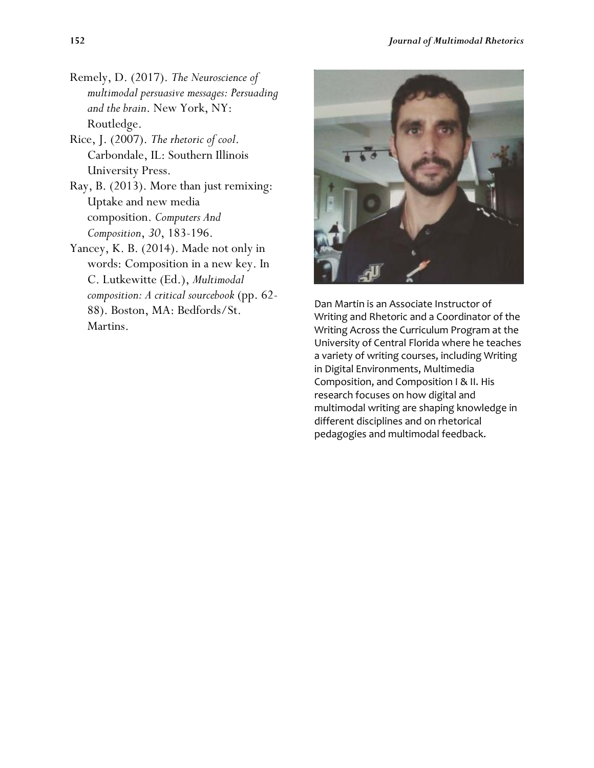Remely, D. (2017). *The Neuroscience of multimodal persuasive messages: Persuading and the brain*. New York, NY: Routledge.

Rice, J. (2007). *The rhetoric of cool*. Carbondale, IL: Southern Illinois University Press.

Ray, B. (2013). More than just remixing: Uptake and new media composition. *Computers And Composition*, *30*, 183-196.

Yancey, K. B. (2014). Made not only in words: Composition in a new key. In C. Lutkewitte (Ed.), *Multimodal composition: A critical sourcebook* (pp. 62-88). Boston, MA: Bedfords/St. Martins.

Dan Martin is an Associate Instructor of Writing and Rhetoric and a Coordinator of the Writing Across the Curriculum Program at the University of Central Florida where he teaches a variety of writing courses, including Writing in Digital Environments, Multimedia Composition, and Composition I & II. His research focuses on how digital and multimodal writing are shaping knowledge in different disciplines and on rhetorical pedagogies and multimodal feedback.